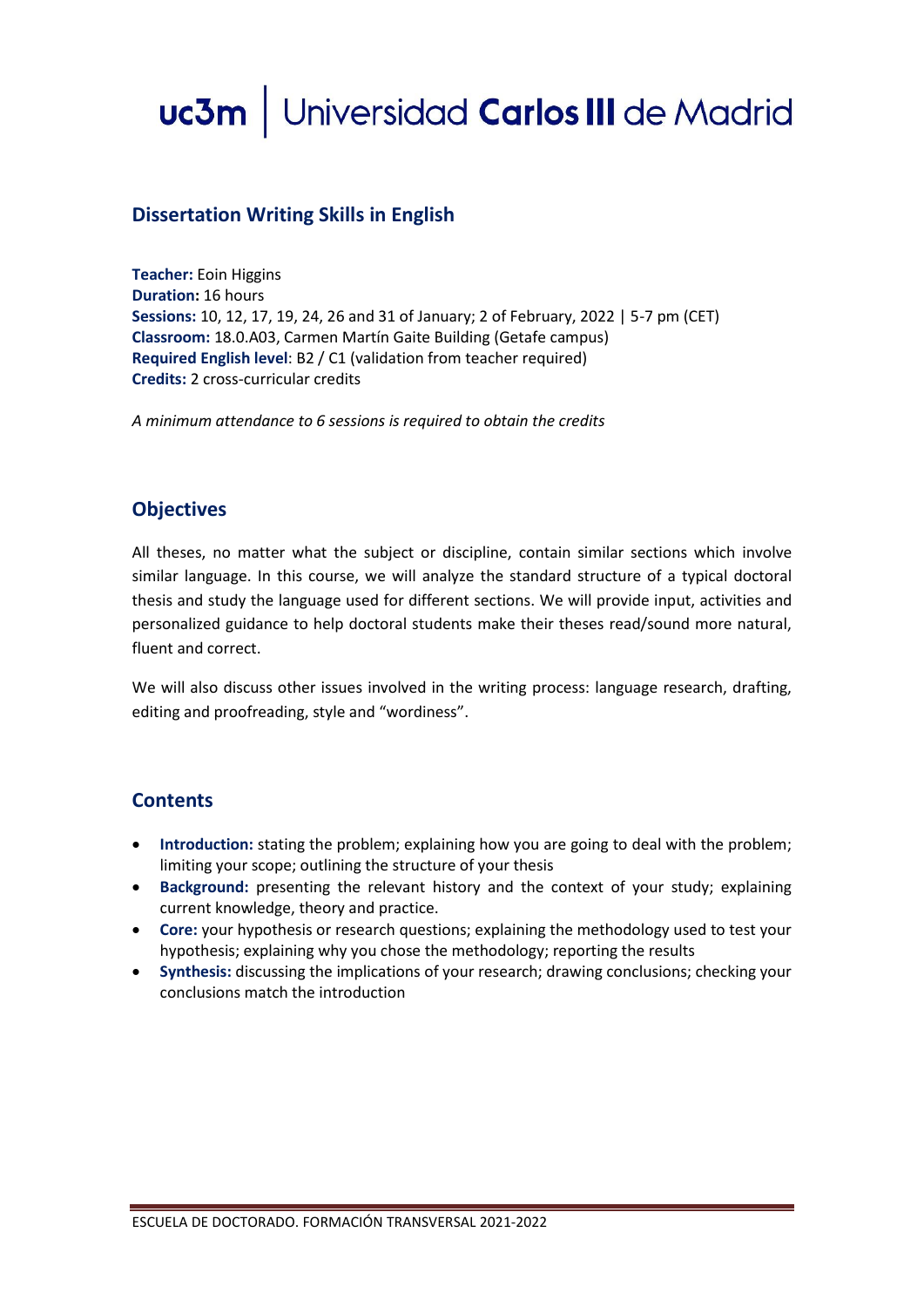# Dissertation Writing Skills in English

**Teacher:** Eoin Higgins
**Duration:** 16 hours
**Sessions:** 10, 12, 17, 19, 24, 26 and 31 of January; 2 of February, 2022 | 5-7 pm (CET)
**Classroom:** 18.0.A03, Carmen Martín Gaite Building (Getafe campus)
**Required English level**: B2 / C1 (validation from teacher required)
**Credits:** 2 cross-curricular credits

*A minimum attendance to 6 sessions is required to obtain the credits*

## Objectives

All theses, no matter what the subject or discipline, contain similar sections which involve similar language. In this course, we will analyze the standard structure of a typical doctoral thesis and study the language used for different sections. We will provide input, activities and personalized guidance to help doctoral students make their theses read/sound more natural, fluent and correct.

We will also discuss other issues involved in the writing process: language research, drafting, editing and proofreading, style and "wordiness".

## Contents

- **Introduction:** stating the problem; explaining how you are going to deal with the problem; limiting your scope; outlining the structure of your thesis
- **Background:** presenting the relevant history and the context of your study; explaining current knowledge, theory and practice.
- **Core:** your hypothesis or research questions; explaining the methodology used to test your hypothesis; explaining why you chose the methodology; reporting the results
- **Synthesis:** discussing the implications of your research; drawing conclusions; checking your conclusions match the introduction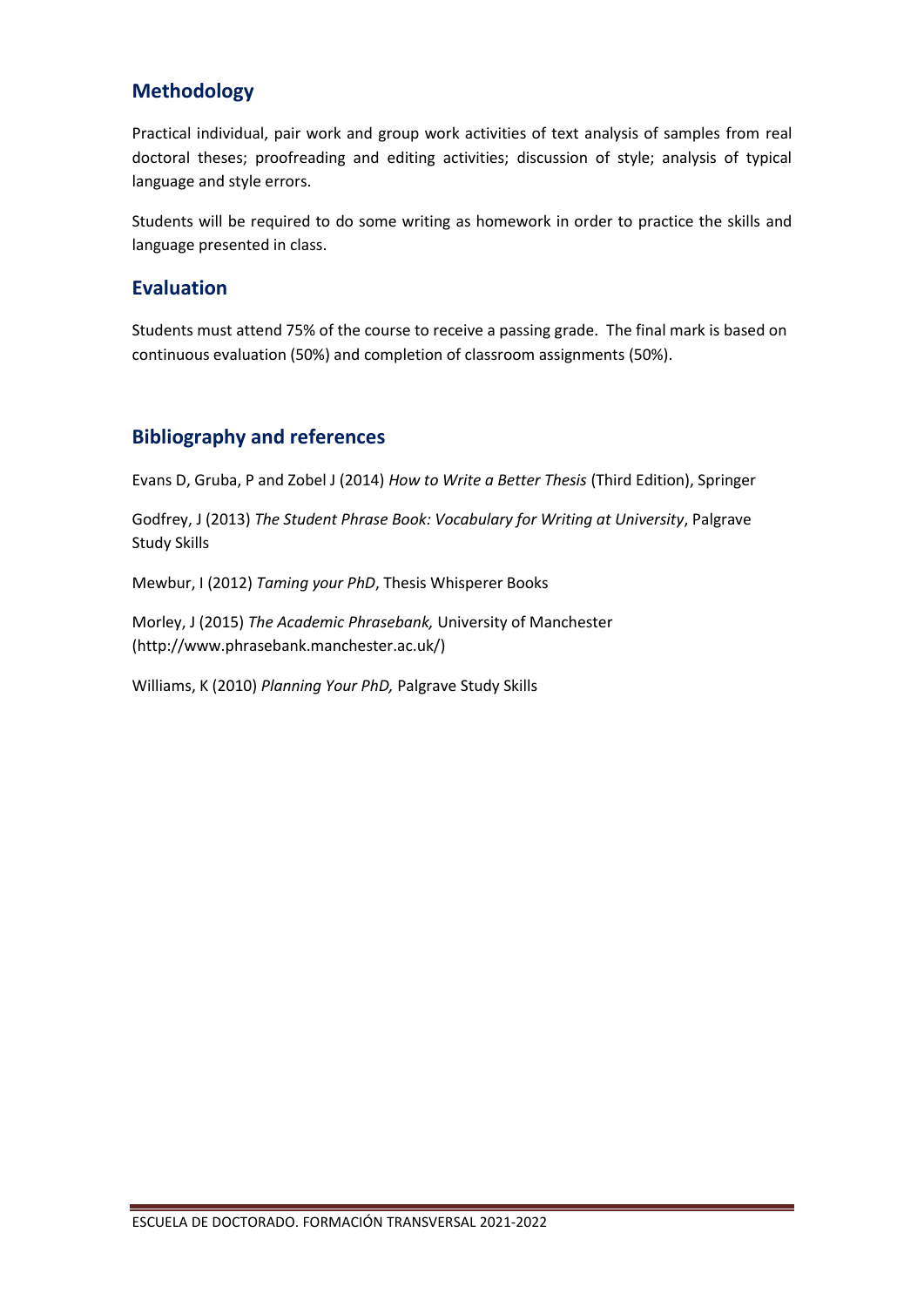## Methodology

Practical individual, pair work and group work activities of text analysis of samples from real doctoral theses; proofreading and editing activities; discussion of style; analysis of typical language and style errors.

Students will be required to do some writing as homework in order to practice the skills and language presented in class.

## Evaluation

Students must attend 75% of the course to receive a passing grade. The final mark is based on continuous evaluation (50%) and completion of classroom assignments (50%).

## Bibliography and references

Evans D, Gruba, P and Zobel J (2014) *How to Write a Better Thesis* (Third Edition), Springer

Godfrey, J (2013) *The Student Phrase Book: Vocabulary for Writing at University*, Palgrave Study Skills

Mewbur, I (2012) *Taming your PhD*, Thesis Whisperer Books

Morley, J (2015) *The Academic Phrasebank,* University of Manchester (http://www.phrasebank.manchester.ac.uk/)

Williams, K (2010) *Planning Your PhD,* Palgrave Study Skills